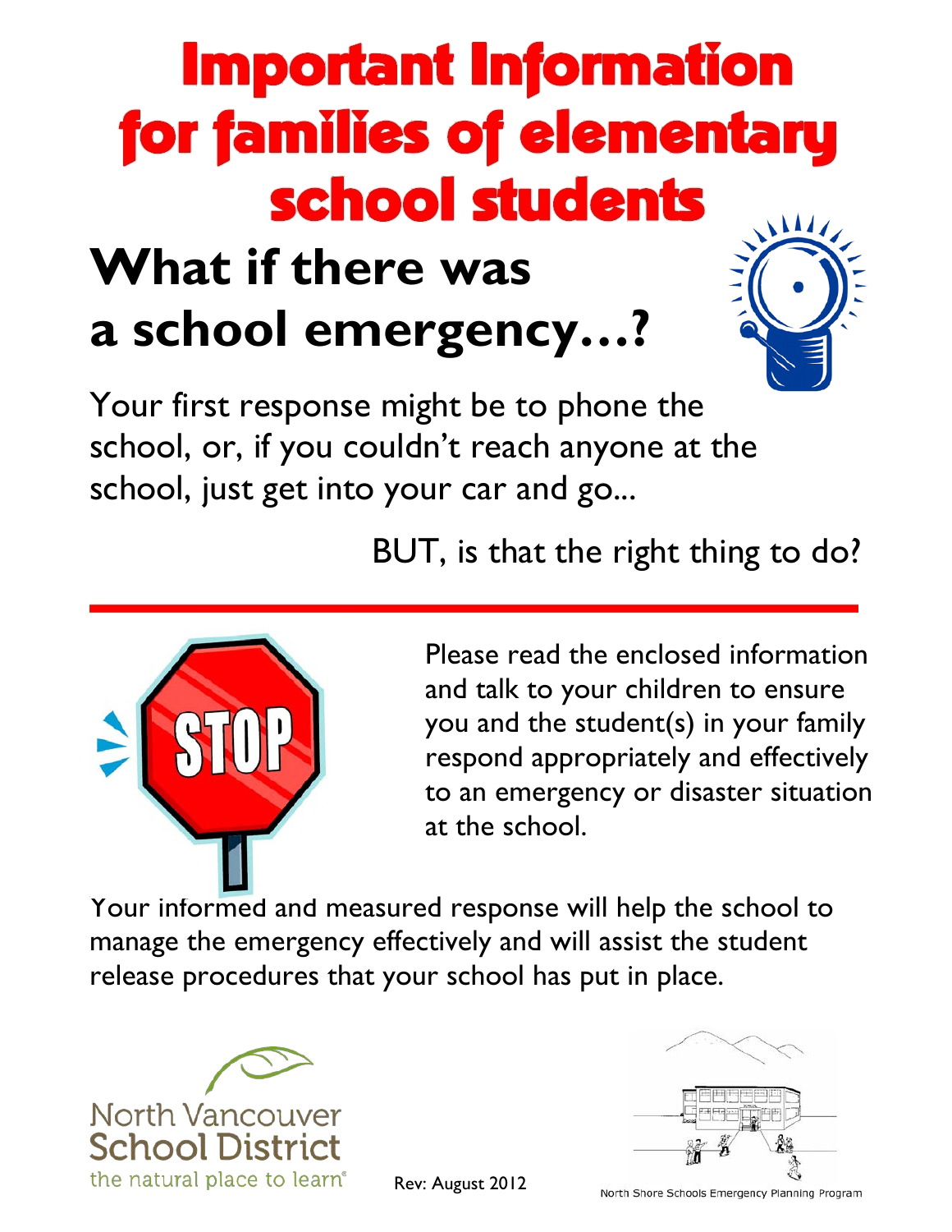# Important Information for families of elementary school students

## What if there was a school emergency…?

Your first response might be to phone the school, or, if you couldn't reach anyone at the school, just get into your car and go...

BUT, is that the right thing to do?

Please read the enclosed information and talk to your children to ensure you and the student(s) in your family respond appropriately and effectively to an emergency or disaster situation at the school.

Your informed and measured response will help the school to manage the emergency effectively and will assist the student release procedures that your school has put in place.

North Vancouver School District
the natural place to learn®

Rev: August 2012

North Shore Schools Emergency Planning Program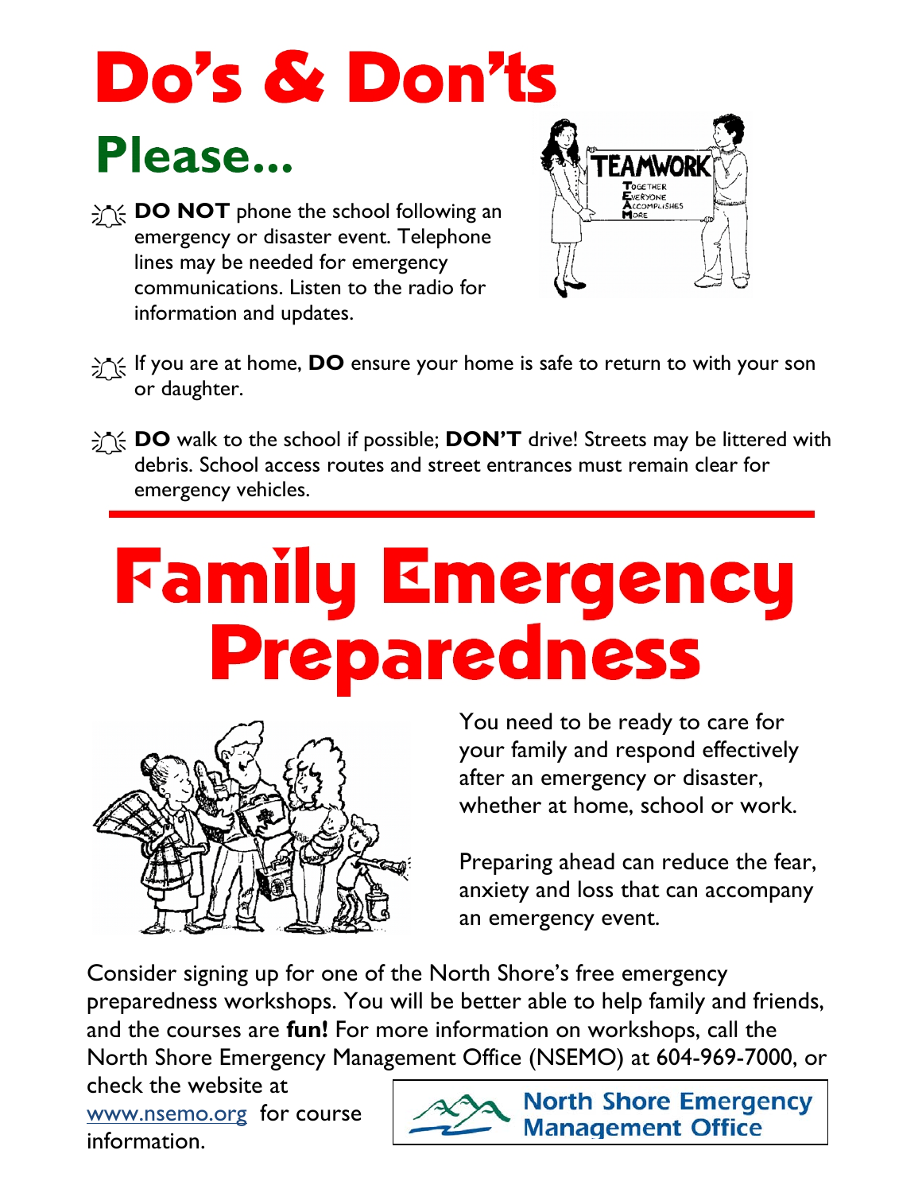# Do's & Don'ts

## Please...

- **DO NOT** phone the school following an emergency or disaster event. Telephone lines may be needed for emergency communications. Listen to the radio for information and updates.
- If you are at home, **DO** ensure your home is safe to return to with your son or daughter.
- **DO** walk to the school if possible; **DON'T** drive! Streets may be littered with debris. School access routes and street entrances must remain clear for emergency vehicles.

---

# Family Emergency Preparedness

You need to be ready to care for your family and respond effectively after an emergency or disaster, whether at home, school or work.

Preparing ahead can reduce the fear, anxiety and loss that can accompany an emergency event.

Consider signing up for one of the North Shore's free emergency preparedness workshops. You will be better able to help family and friends, and the courses are **fun!** For more information on workshops, call the North Shore Emergency Management Office (NSEMO) at 604-969-7000, or check the website at www.nsemo.org for course information.

North Shore Emergency Management Office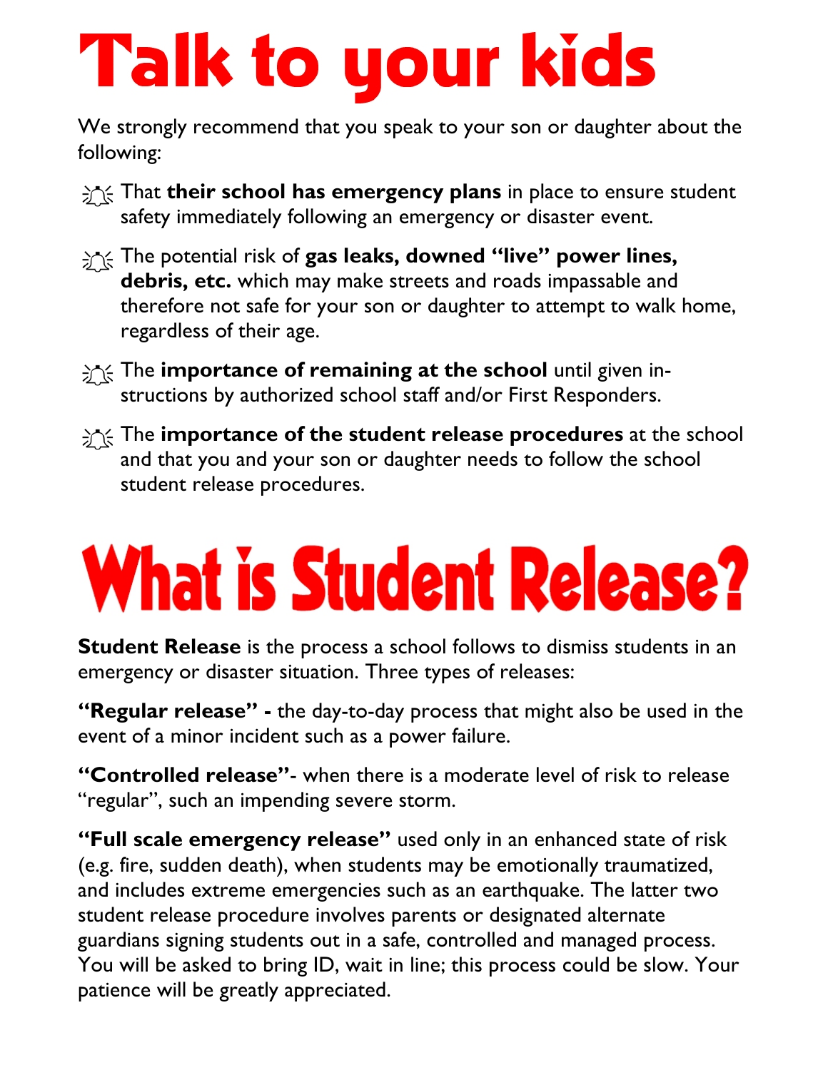# Talk to your kids

We strongly recommend that you speak to your son or daughter about the following:

- That **their school has emergency plans** in place to ensure student safety immediately following an emergency or disaster event.
- The potential risk of **gas leaks, downed "live" power lines, debris, etc.** which may make streets and roads impassable and therefore not safe for your son or daughter to attempt to walk home, regardless of their age.
- The **importance of remaining at the school** until given instructions by authorized school staff and/or First Responders.
- The **importance of the student release procedures** at the school and that you and your son or daughter needs to follow the school student release procedures.

# What is Student Release?

**Student Release** is the process a school follows to dismiss students in an emergency or disaster situation. Three types of releases:

**"Regular release" -** the day-to-day process that might also be used in the event of a minor incident such as a power failure.

**"Controlled release"**- when there is a moderate level of risk to release "regular", such an impending severe storm.

**"Full scale emergency release"** used only in an enhanced state of risk (e.g. fire, sudden death), when students may be emotionally traumatized, and includes extreme emergencies such as an earthquake. The latter two student release procedure involves parents or designated alternate guardians signing students out in a safe, controlled and managed process. You will be asked to bring ID, wait in line; this process could be slow. Your patience will be greatly appreciated.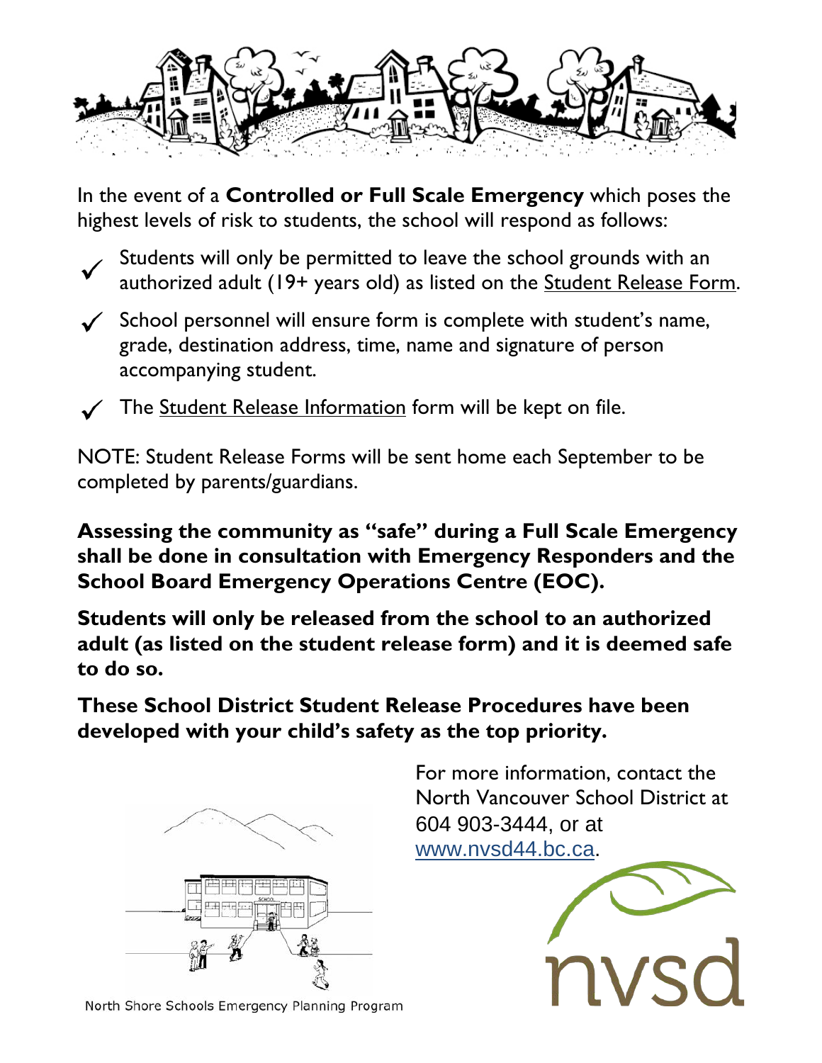In the event of a **Controlled or Full Scale Emergency** which poses the highest levels of risk to students, the school will respond as follows:

- ✓ Students will only be permitted to leave the school grounds with an authorized adult (19+ years old) as listed on the Student Release Form.
- ✓ School personnel will ensure form is complete with student's name, grade, destination address, time, name and signature of person accompanying student.
- ✓ The Student Release Information form will be kept on file.

NOTE: Student Release Forms will be sent home each September to be completed by parents/guardians.

**Assessing the community as "safe" during a Full Scale Emergency shall be done in consultation with Emergency Responders and the School Board Emergency Operations Centre (EOC).**

**Students will only be released from the school to an authorized adult (as listed on the student release form) and it is deemed safe to do so.**

**These School District Student Release Procedures have been developed with your child's safety as the top priority.**

For more information, contact the North Vancouver School District at 604 903-3444, or at www.nvsd44.bc.ca.

nvsd

North Shore Schools Emergency Planning Program